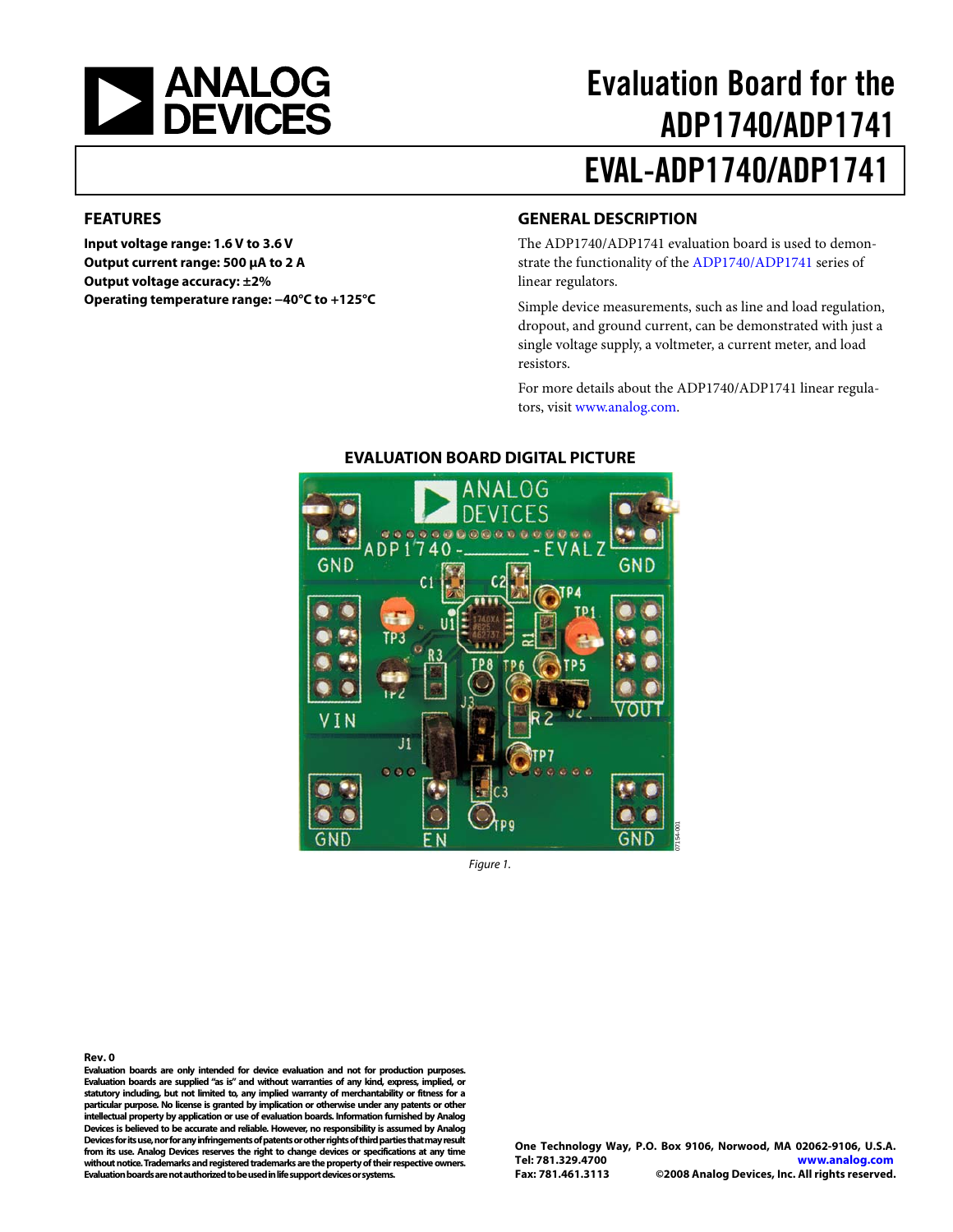# Evaluation Board for the ADP1740/ADP1741

# EVAL-ADP1740/ADP1741

## FEATURES

**Input voltage range: 1.6 V to 3.6 V**
**Output current range: 500 µA to 2 A**
**Output voltage accuracy: ±2%**
**Operating temperature range: −40°C to +125°C**

## GENERAL DESCRIPTION

The ADP1740/ADP1741 evaluation board is used to demonstrate the functionality of the ADP1740/ADP1741 series of linear regulators.

Simple device measurements, such as line and load regulation, dropout, and ground current, can be demonstrated with just a single voltage supply, a voltmeter, a current meter, and load resistors.

For more details about the ADP1740/ADP1741 linear regulators, visit www.analog.com.

## EVALUATION BOARD DIGITAL PICTURE

*Figure 1.*

**Rev. 0**

**Evaluation boards are only intended for device evaluation and not for production purposes. Evaluation boards are supplied "as is" and without warranties of any kind, express, implied, or statutory including, but not limited to, any implied warranty of merchantability or fitness for a particular purpose. No license is granted by implication or otherwise under any patents or other intellectual property by application or use of evaluation boards. Information furnished by Analog Devices is believed to be accurate and reliable. However, no responsibility is assumed by Analog Devices for its use, nor for any infringements of patents or other rights of third parties that may result from its use. Analog Devices reserves the right to change devices or specifications at any time without notice. Trademarks and registered trademarks are the property of their respective owners. Evaluation boards are not authorized to be used in life support devices or systems.**

**One Technology Way, P.O. Box 9106, Norwood, MA 02062-9106, U.S.A.**
**Tel: 781.329.4700** www.analog.com
**Fax: 781.461.3113 ©2008 Analog Devices, Inc. All rights reserved.**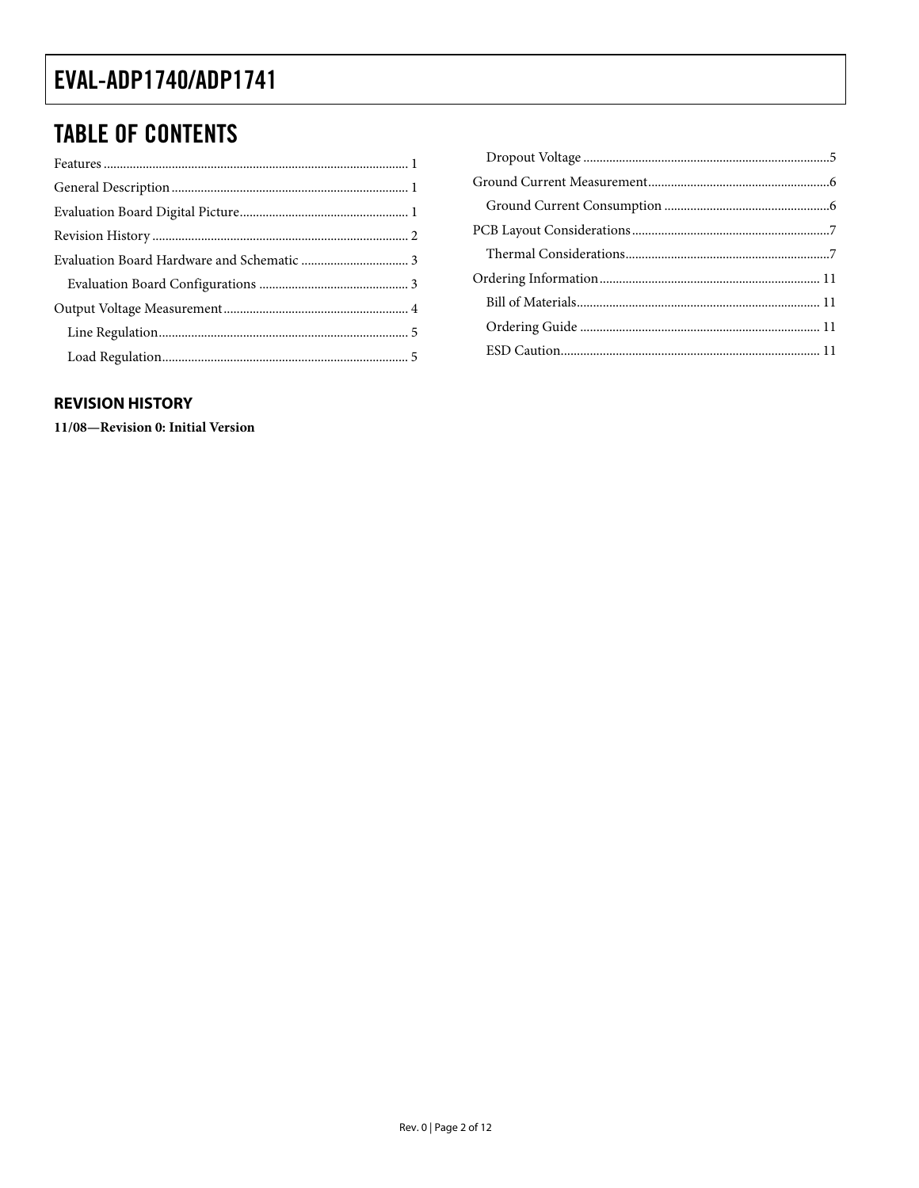## TABLE OF CONTENTS

Features ... 1
General Description ... 1
Evaluation Board Digital Picture ... 1
Revision History ... 2
Evaluation Board Hardware and Schematic ... 3
  Evaluation Board Configurations ... 3
Output Voltage Measurement ... 4
  Line Regulation ... 5
  Load Regulation ... 5
  Dropout Voltage ... 5
Ground Current Measurement ... 6
  Ground Current Consumption ... 6
PCB Layout Considerations ... 7
  Thermal Considerations ... 7
Ordering Information ... 11
  Bill of Materials ... 11
  Ordering Guide ... 11
  ESD Caution ... 11

### REVISION HISTORY

**11/08—Revision 0: Initial Version**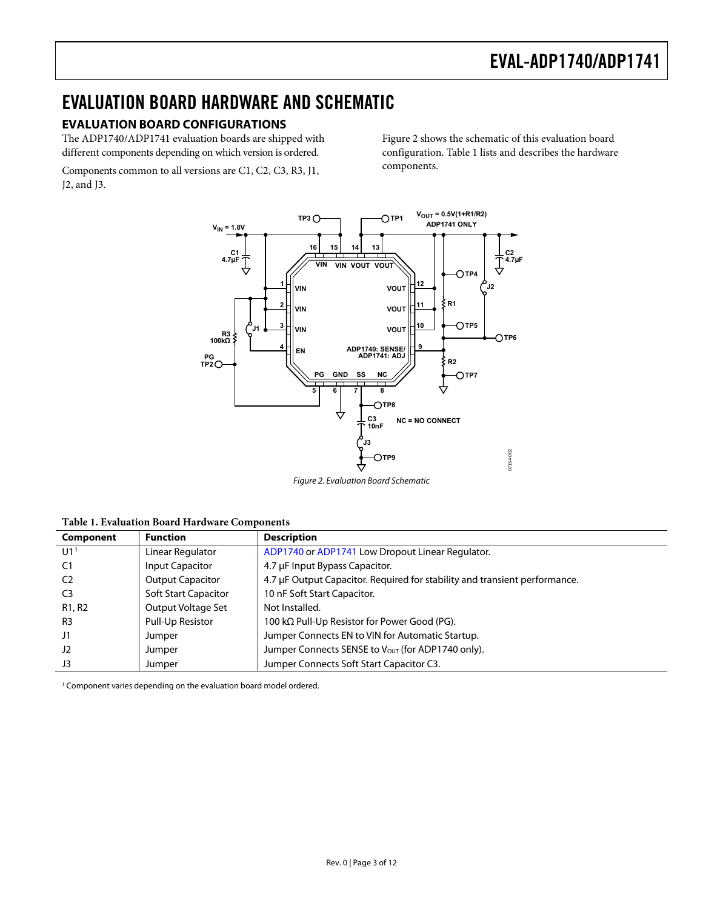# EVALUATION BOARD HARDWARE AND SCHEMATIC

## EVALUATION BOARD CONFIGURATIONS

The ADP1740/ADP1741 evaluation boards are shipped with different components depending on which version is ordered.

Components common to all versions are C1, C2, C3, R3, J1, J2, and J3.

Figure 2 shows the schematic of this evaluation board configuration. Table 1 lists and describes the hardware components.

*Figure 2. Evaluation Board Schematic*

**Table 1. Evaluation Board Hardware Components**

| Component | Function | Description |
|---|---|---|
| U1[1] | Linear Regulator | ADP1740 or ADP1741 Low Dropout Linear Regulator. |
| C1 | Input Capacitor | 4.7 µF Input Bypass Capacitor. |
| C2 | Output Capacitor | 4.7 µF Output Capacitor. Required for stability and transient performance. |
| C3 | Soft Start Capacitor | 10 nF Soft Start Capacitor. |
| R1, R2 | Output Voltage Set | Not Installed. |
| R3 | Pull-Up Resistor | 100 kΩ Pull-Up Resistor for Power Good (PG). |
| J1 | Jumper | Jumper Connects EN to VIN for Automatic Startup. |
| J2 | Jumper | Jumper Connects SENSE to $V_{OUT}$ (for ADP1740 only). |
| J3 | Jumper | Jumper Connects Soft Start Capacitor C3. |

[1] Component varies depending on the evaluation board model ordered.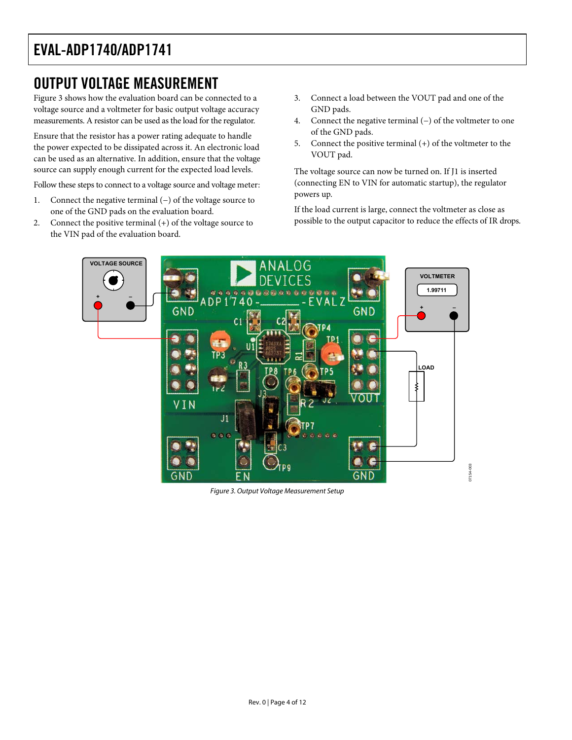## OUTPUT VOLTAGE MEASUREMENT

Figure 3 shows how the evaluation board can be connected to a voltage source and a voltmeter for basic output voltage accuracy measurements. A resistor can be used as the load for the regulator.

Ensure that the resistor has a power rating adequate to handle the power expected to be dissipated across it. An electronic load can be used as an alternative. In addition, ensure that the voltage source can supply enough current for the expected load levels.

Follow these steps to connect to a voltage source and voltage meter:

1. Connect the negative terminal (−) of the voltage source to one of the GND pads on the evaluation board.
2. Connect the positive terminal (+) of the voltage source to the VIN pad of the evaluation board.
3. Connect a load between the VOUT pad and one of the GND pads.
4. Connect the negative terminal (−) of the voltmeter to one of the GND pads.
5. Connect the positive terminal (+) of the voltmeter to the VOUT pad.

The voltage source can now be turned on. If J1 is inserted (connecting EN to VIN for automatic startup), the regulator powers up.

If the load current is large, connect the voltmeter as close as possible to the output capacitor to reduce the effects of IR drops.

*Figure 3. Output Voltage Measurement Setup*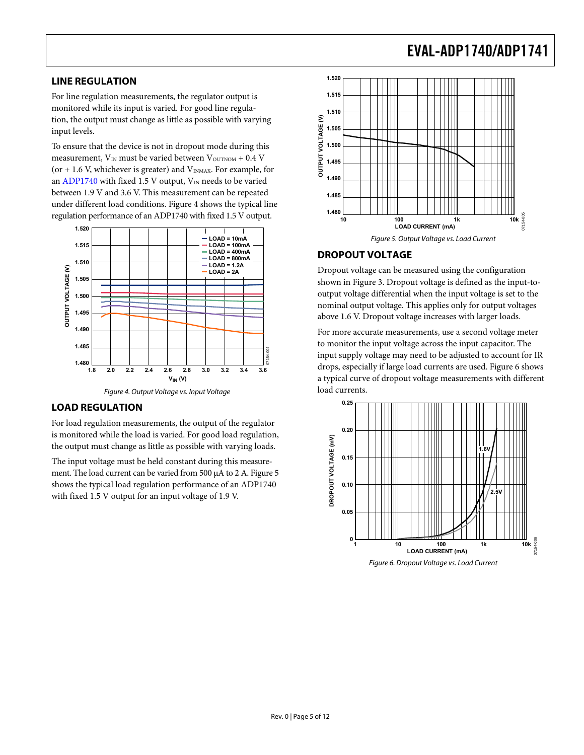## LINE REGULATION

For line regulation measurements, the regulator output is monitored while its input is varied. For good line regulation, the output must change as little as possible with varying input levels.

To ensure that the device is not in dropout mode during this measurement, $V_{IN}$ must be varied between $V_{OUTNOM}$ + 0.4 V (or + 1.6 V, whichever is greater) and $V_{INMAX}$. For example, for an ADP1740 with fixed 1.5 V output, $V_{IN}$ needs to be varied between 1.9 V and 3.6 V. This measurement can be repeated under different load conditions. Figure 4 shows the typical line regulation performance of an ADP1740 with fixed 1.5 V output.

Figure 4. Output Voltage vs. Input Voltage

## LOAD REGULATION

For load regulation measurements, the output of the regulator is monitored while the load is varied. For good load regulation, the output must change as little as possible with varying loads.

The input voltage must be held constant during this measurement. The load current can be varied from 500 μA to 2 A. Figure 5 shows the typical load regulation performance of an ADP1740 with fixed 1.5 V output for an input voltage of 1.9 V.

Figure 5. Output Voltage vs. Load Current

## DROPOUT VOLTAGE

Dropout voltage can be measured using the configuration shown in Figure 3. Dropout voltage is defined as the input-to-output voltage differential when the input voltage is set to the nominal output voltage. This applies only for output voltages above 1.6 V. Dropout voltage increases with larger loads.

For more accurate measurements, use a second voltage meter to monitor the input voltage across the input capacitor. The input supply voltage may need to be adjusted to account for IR drops, especially if large load currents are used. Figure 6 shows a typical curve of dropout voltage measurements with different load currents.

Figure 6. Dropout Voltage vs. Load Current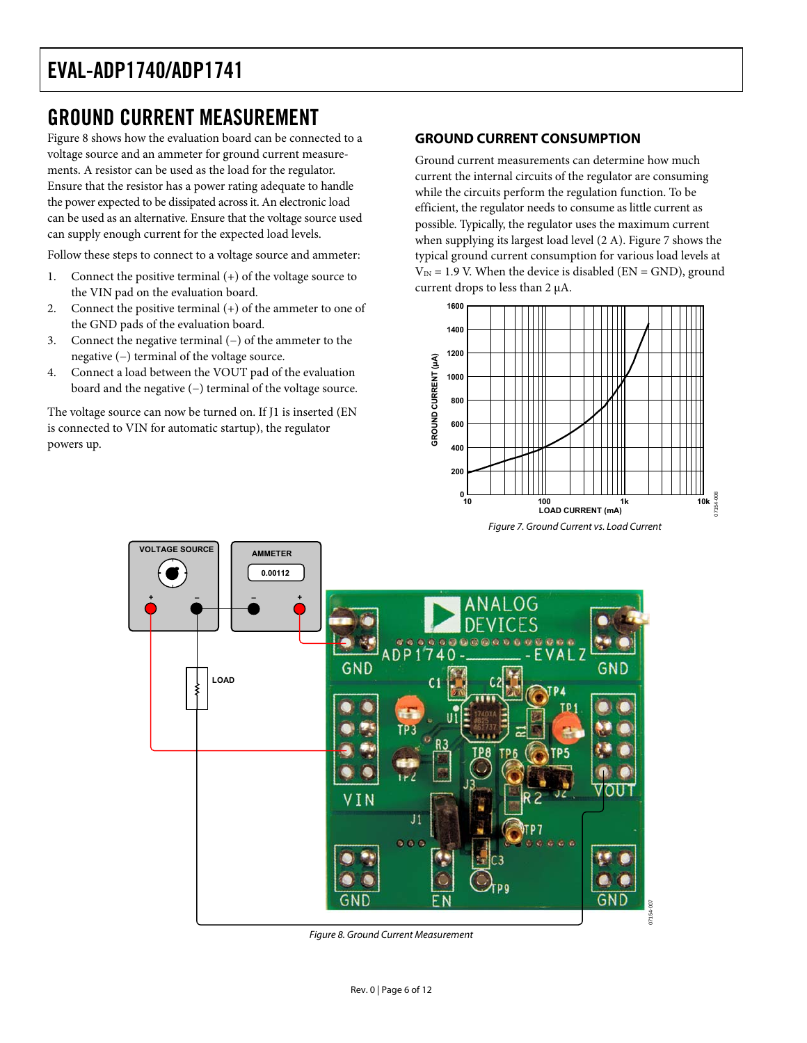## GROUND CURRENT MEASUREMENT

Figure 8 shows how the evaluation board can be connected to a voltage source and an ammeter for ground current measurements. A resistor can be used as the load for the regulator. Ensure that the resistor has a power rating adequate to handle the power expected to be dissipated across it. An electronic load can be used as an alternative. Ensure that the voltage source used can supply enough current for the expected load levels.

Follow these steps to connect to a voltage source and ammeter:

1. Connect the positive terminal (+) of the voltage source to the VIN pad on the evaluation board.
2. Connect the positive terminal (+) of the ammeter to one of the GND pads of the evaluation board.
3. Connect the negative terminal (−) of the ammeter to the negative (−) terminal of the voltage source.
4. Connect a load between the VOUT pad of the evaluation board and the negative (−) terminal of the voltage source.

The voltage source can now be turned on. If J1 is inserted (EN is connected to VIN for automatic startup), the regulator powers up.

### GROUND CURRENT CONSUMPTION

Ground current measurements can determine how much current the internal circuits of the regulator are consuming while the circuits perform the regulation function. To be efficient, the regulator needs to consume as little current as possible. Typically, the regulator uses the maximum current when supplying its largest load level (2 A). Figure 7 shows the typical ground current consumption for various load levels at $V_{IN}$ = 1.9 V. When the device is disabled (EN = GND), ground current drops to less than 2 μA.

*Figure 7. Ground Current vs. Load Current*

*Figure 8. Ground Current Measurement*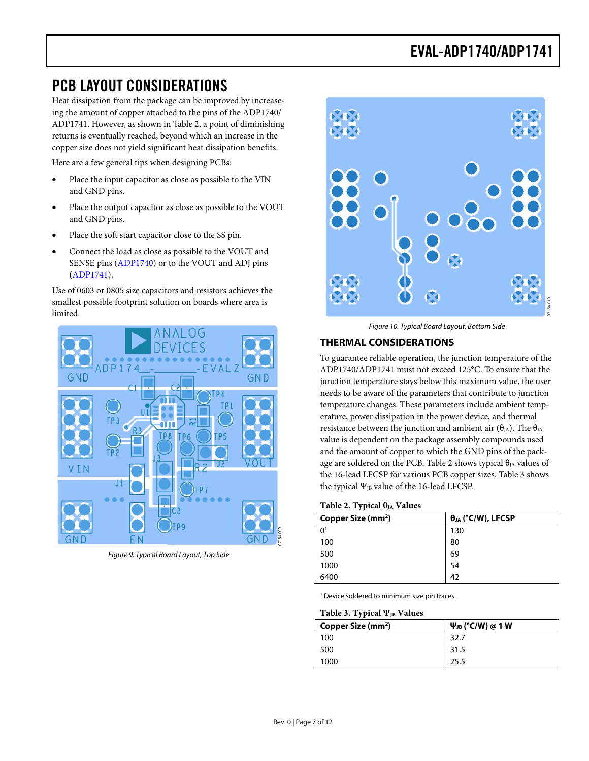## PCB LAYOUT CONSIDERATIONS

Heat dissipation from the package can be improved by increasing the amount of copper attached to the pins of the ADP1740/ADP1741. However, as shown in Table 2, a point of diminishing returns is eventually reached, beyond which an increase in the copper size does not yield significant heat dissipation benefits.

Here are a few general tips when designing PCBs:

- Place the input capacitor as close as possible to the VIN and GND pins.
- Place the output capacitor as close as possible to the VOUT and GND pins.
- Place the soft start capacitor close to the SS pin.
- Connect the load as close as possible to the VOUT and SENSE pins (ADP1740) or to the VOUT and ADJ pins (ADP1741).

Use of 0603 or 0805 size capacitors and resistors achieves the smallest possible footprint solution on boards where area is limited.

*Figure 9. Typical Board Layout, Top Side*

*Figure 10. Typical Board Layout, Bottom Side*

## THERMAL CONSIDERATIONS

To guarantee reliable operation, the junction temperature of the ADP1740/ADP1741 must not exceed 125°C. To ensure that the junction temperature stays below this maximum value, the user needs to be aware of the parameters that contribute to junction temperature changes. These parameters include ambient temperature, power dissipation in the power device, and thermal resistance between the junction and ambient air ($\theta_{JA}$). The $\theta_{JA}$ value is dependent on the package assembly compounds used and the amount of copper to which the GND pins of the package are soldered on the PCB. Table 2 shows typical $\theta_{JA}$ values of the 16-lead LFCSP for various PCB copper sizes. Table 3 shows the typical $\Psi_{JB}$ value of the 16-lead LFCSP.

**Table 2. Typical $\theta_{JA}$ Values**

| Copper Size ($mm^2$) | $\theta_{JA}$ (°C/W), LFCSP |
|---|---|
| 0[1] | 130 |
| 100 | 80 |
| 500 | 69 |
| 1000 | 54 |
| 6400 | 42 |

[1] Device soldered to minimum size pin traces.

**Table 3. Typical $\Psi_{JB}$ Values**

| Copper Size ($mm^2$) | $\Psi_{JB}$ (°C/W) @ 1 W |
|---|---|
| 100 | 32.7 |
| 500 | 31.5 |
| 1000 | 25.5 |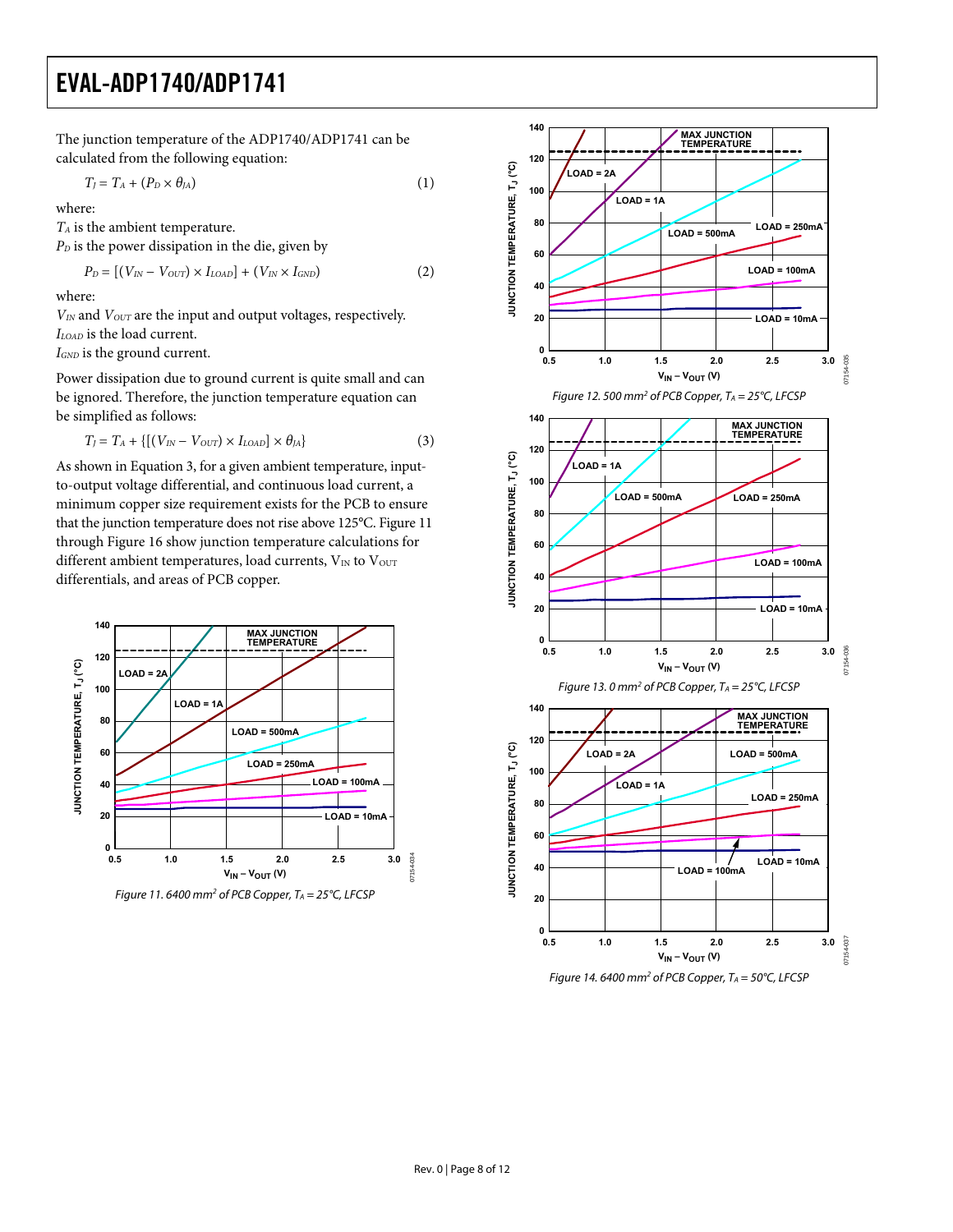The junction temperature of the ADP1740/ADP1741 can be calculated from the following equation:

$$T_J = T_A + (P_D \times \theta_{JA}) \tag{1}$$

where:
$T_A$ is the ambient temperature.
$P_D$ is the power dissipation in the die, given by

$$P_D = [(V_{IN} - V_{OUT}) \times I_{LOAD}] + (V_{IN} \times I_{GND}) \tag{2}$$

where:
$V_{IN}$ and $V_{OUT}$ are the input and output voltages, respectively.
$I_{LOAD}$ is the load current.
$I_{GND}$ is the ground current.

Power dissipation due to ground current is quite small and can be ignored. Therefore, the junction temperature equation can be simplified as follows:

$$T_J = T_A + \{[(V_{IN} - V_{OUT}) \times I_{LOAD}] \times \theta_{JA}\} \tag{3}$$

As shown in Equation 3, for a given ambient temperature, input-to-output voltage differential, and continuous load current, a minimum copper size requirement exists for the PCB to ensure that the junction temperature does not rise above 125°C. Figure 11 through Figure 16 show junction temperature calculations for different ambient temperatures, load currents, $V_{IN}$ to $V_{OUT}$ differentials, and areas of PCB copper.

Figure 11. 6400 mm² of PCB Copper, $T_A$ = 25°C, LFCSP

Figure 12. 500 mm² of PCB Copper, $T_A$ = 25°C, LFCSP

Figure 13. 0 mm² of PCB Copper, $T_A$ = 25°C, LFCSP

Figure 14. 6400 mm² of PCB Copper, $T_A$ = 50°C, LFCSP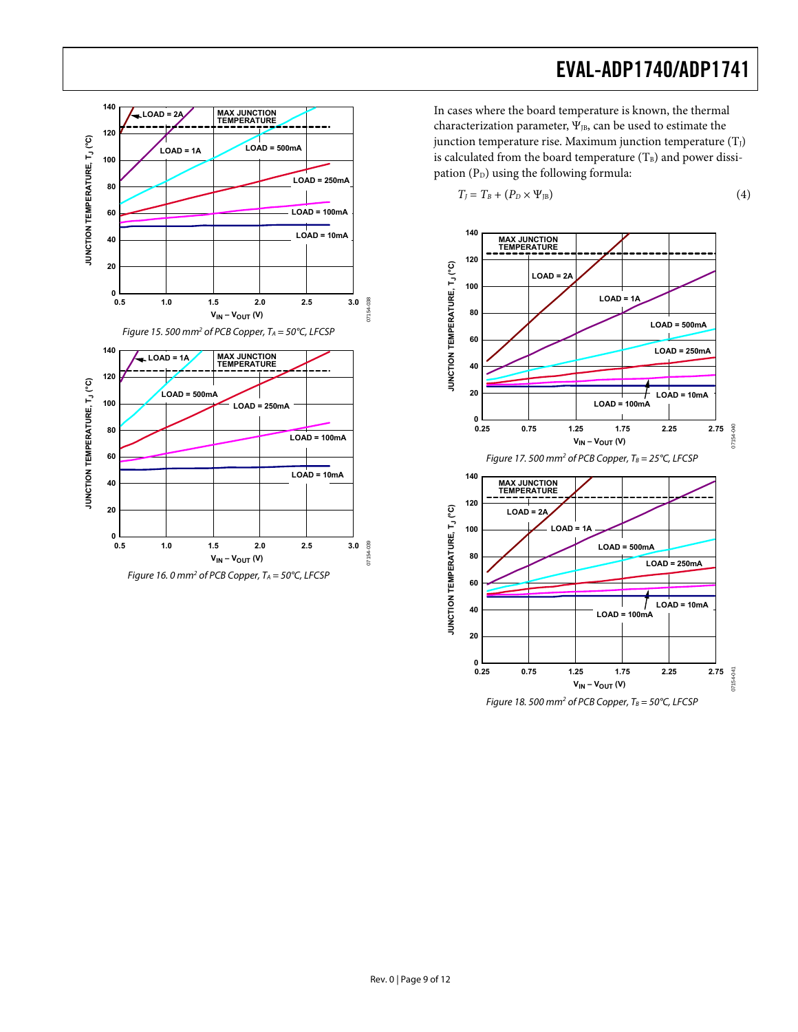Figure 15. 500 mm[2] of PCB Copper, $T_A$ = 50°C, LFCSP

Figure 16. 0 mm[2] of PCB Copper, $T_A$ = 50°C, LFCSP

In cases where the board temperature is known, the thermal characterization parameter, $\Psi_{JB}$, can be used to estimate the junction temperature rise. Maximum junction temperature ($T_J$) is calculated from the board temperature ($T_B$) and power dissipation ($P_D$) using the following formula:

$$T_J = T_B + (P_D \times \Psi_{JB}) \quad (4)$$

Figure 17. 500 mm[2] of PCB Copper, $T_B$ = 25°C, LFCSP

Figure 18. 500 mm[2] of PCB Copper, $T_B$ = 50°C, LFCSP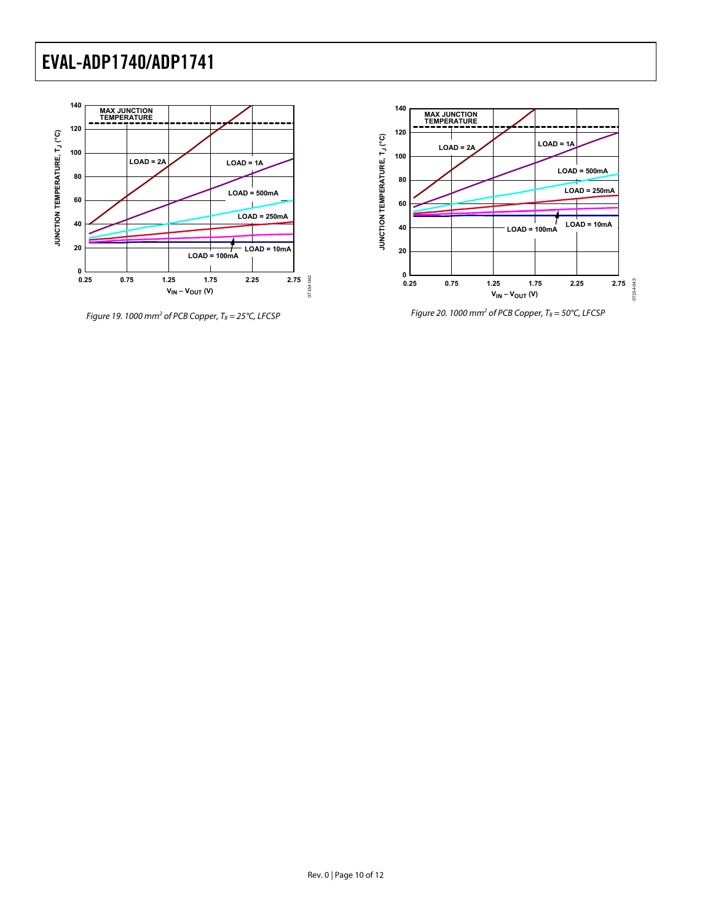Figure 19. 1000 mm² of PCB Copper, $T_B = 25°C$, LFCSP

Figure 20. 1000 mm² of PCB Copper, $T_B = 50°C$, LFCSP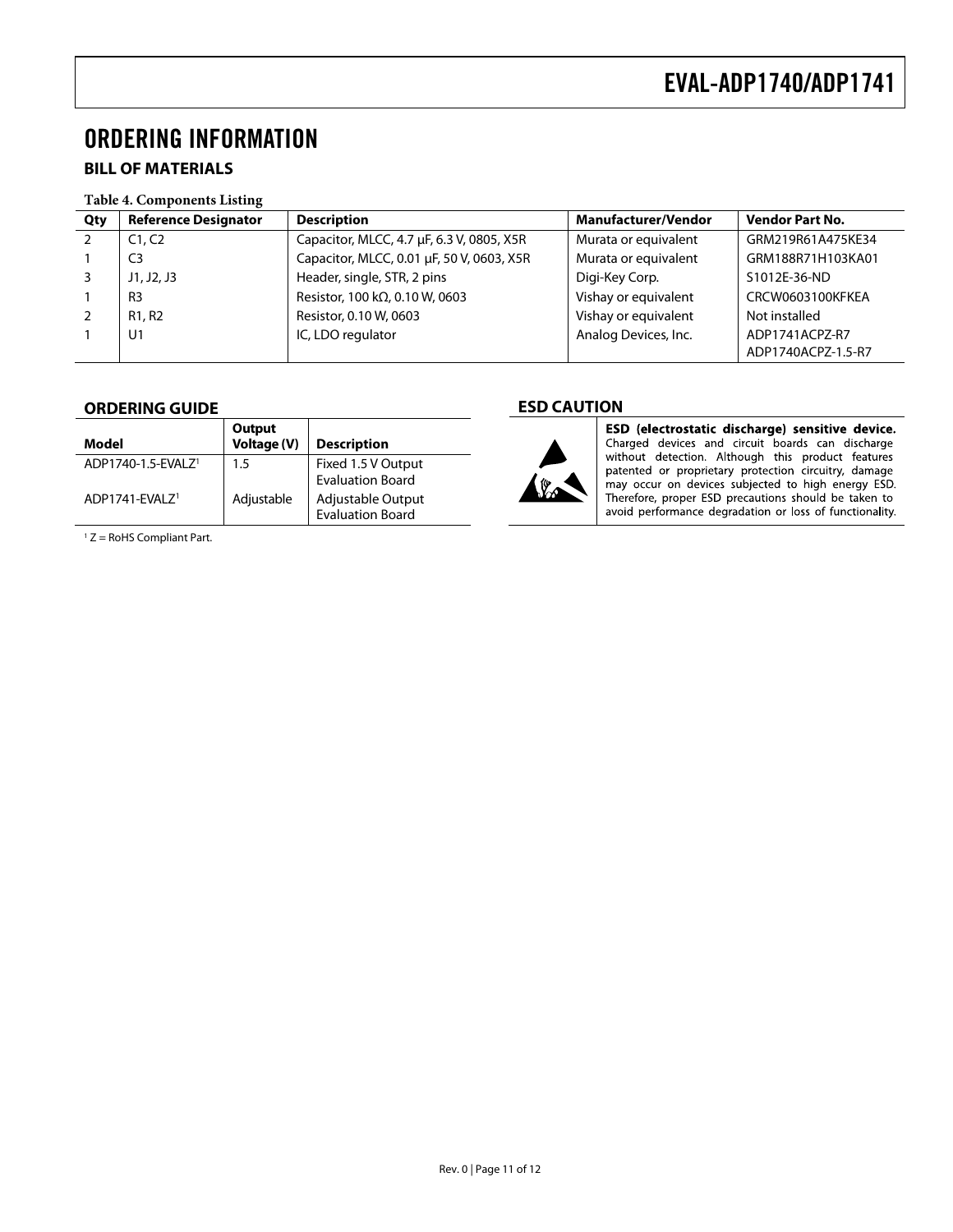# ORDERING INFORMATION

## BILL OF MATERIALS

**Table 4. Components Listing**

| Qty | Reference Designator | Description | Manufacturer/Vendor | Vendor Part No. |
|---|---|---|---|---|
| 2 | C1, C2 | Capacitor, MLCC, 4.7 µF, 6.3 V, 0805, X5R | Murata or equivalent | GRM219R61A475KE34 |
| 1 | C3 | Capacitor, MLCC, 0.01 µF, 50 V, 0603, X5R | Murata or equivalent | GRM188R71H103KA01 |
| 3 | J1, J2, J3 | Header, single, STR, 2 pins | Digi-Key Corp. | S1012E-36-ND |
| 1 | R3 | Resistor, 100 kΩ, 0.10 W, 0603 | Vishay or equivalent | CRCW0603100KFKEA |
| 2 | R1, R2 | Resistor, 0.10 W, 0603 | Vishay or equivalent | Not installed |
| 1 | U1 | IC, LDO regulator | Analog Devices, Inc. | ADP1741ACPZ-R7 ADP1740ACPZ-1.5-R7 |

## ORDERING GUIDE

| Model | Output Voltage (V) | Description |
|---|---|---|
| ADP1740-1.5-EVALZ[1] | 1.5 | Fixed 1.5 V Output Evaluation Board |
| ADP1741-EVALZ[1] | Adjustable | Adjustable Output Evaluation Board |

[1] Z = RoHS Compliant Part.

## ESD CAUTION

**ESD (electrostatic discharge) sensitive device.** Charged devices and circuit boards can discharge without detection. Although this product features patented or proprietary protection circuitry, damage may occur on devices subjected to high energy ESD. Therefore, proper ESD precautions should be taken to avoid performance degradation or loss of functionality.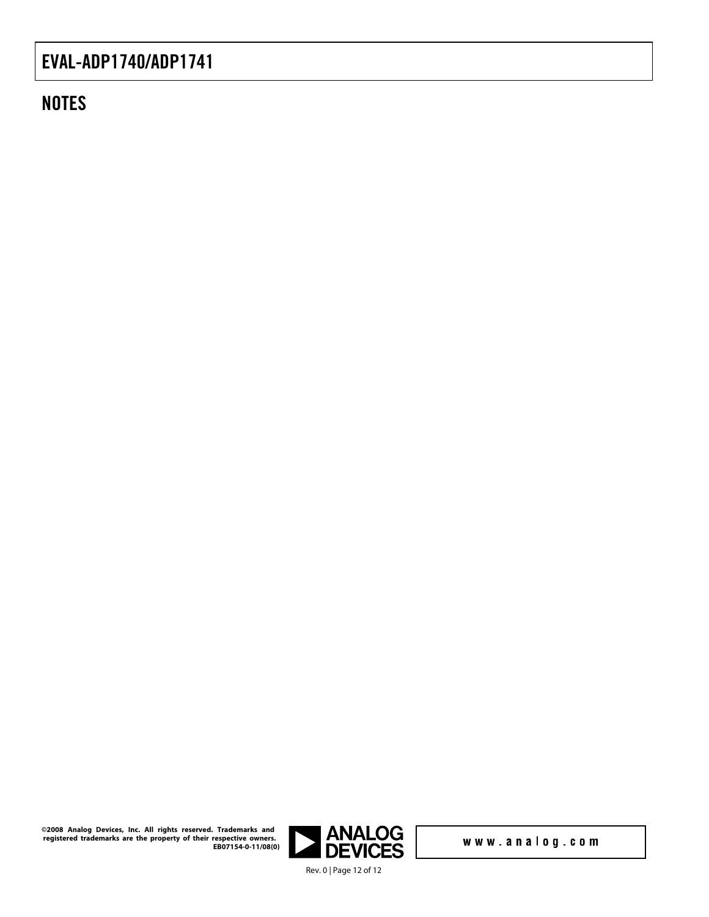## NOTES

©2008 Analog Devices, Inc. All rights reserved. Trademarks and registered trademarks are the property of their respective owners.
EB07154-0-11/08(0)

www.analog.com